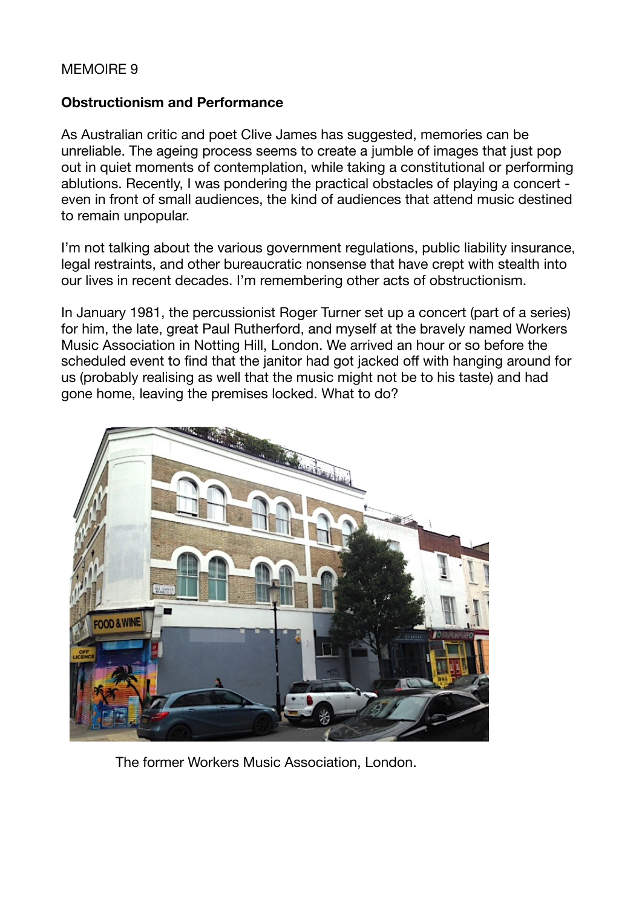MEMOIRE 9

**Obstructionism and Performance**

As Australian critic and poet Clive James has suggested, memories can be unreliable. The ageing process seems to create a jumble of images that just pop out in quiet moments of contemplation, while taking a constitutional or performing ablutions. Recently, I was pondering the practical obstacles of playing a concert - even in front of small audiences, the kind of audiences that attend music destined to remain unpopular.

I'm not talking about the various government regulations, public liability insurance, legal restraints, and other bureaucratic nonsense that have crept with stealth into our lives in recent decades. I'm remembering other acts of obstructionism.

In January 1981, the percussionist Roger Turner set up a concert (part of a series) for him, the late, great Paul Rutherford, and myself at the bravely named Workers Music Association in Notting Hill, London. We arrived an hour or so before the scheduled event to find that the janitor had got jacked off with hanging around for us (probably realising as well that the music might not be to his taste) and had gone home, leaving the premises locked. What to do?

The former Workers Music Association, London.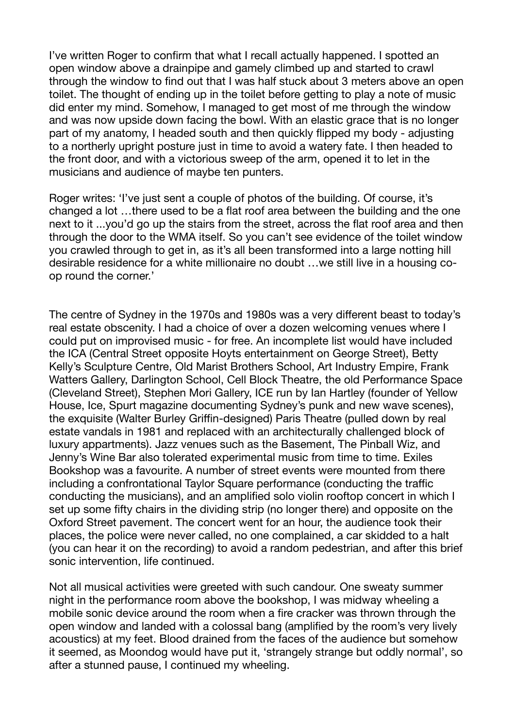I've written Roger to confirm that what I recall actually happened. I spotted an open window above a drainpipe and gamely climbed up and started to crawl through the window to find out that I was half stuck about 3 meters above an open toilet. The thought of ending up in the toilet before getting to play a note of music did enter my mind. Somehow, I managed to get most of me through the window and was now upside down facing the bowl. With an elastic grace that is no longer part of my anatomy, I headed south and then quickly flipped my body - adjusting to a northerly upright posture just in time to avoid a watery fate. I then headed to the front door, and with a victorious sweep of the arm, opened it to let in the musicians and audience of maybe ten punters.

Roger writes: 'I've just sent a couple of photos of the building. Of course, it's changed a lot …there used to be a flat roof area between the building and the one next to it ...you'd go up the stairs from the street, across the flat roof area and then through the door to the WMA itself. So you can't see evidence of the toilet window you crawled through to get in, as it's all been transformed into a large notting hill desirable residence for a white millionaire no doubt …we still live in a housing co-op round the corner.'

The centre of Sydney in the 1970s and 1980s was a very different beast to today's real estate obscenity. I had a choice of over a dozen welcoming venues where I could put on improvised music - for free. An incomplete list would have included the ICA (Central Street opposite Hoyts entertainment on George Street), Betty Kelly's Sculpture Centre, Old Marist Brothers School, Art Industry Empire, Frank Watters Gallery, Darlington School, Cell Block Theatre, the old Performance Space (Cleveland Street), Stephen Mori Gallery, ICE run by Ian Hartley (founder of Yellow House, Ice, Spurt magazine documenting Sydney's punk and new wave scenes), the exquisite (Walter Burley Griffin-designed) Paris Theatre (pulled down by real estate vandals in 1981 and replaced with an architecturally challenged block of luxury appartments). Jazz venues such as the Basement, The Pinball Wiz, and Jenny's Wine Bar also tolerated experimental music from time to time. Exiles Bookshop was a favourite. A number of street events were mounted from there including a confrontational Taylor Square performance (conducting the traffic conducting the musicians), and an amplified solo violin rooftop concert in which I set up some fifty chairs in the dividing strip (no longer there) and opposite on the Oxford Street pavement. The concert went for an hour, the audience took their places, the police were never called, no one complained, a car skidded to a halt (you can hear it on the recording) to avoid a random pedestrian, and after this brief sonic intervention, life continued.

Not all musical activities were greeted with such candour. One sweaty summer night in the performance room above the bookshop, I was midway wheeling a mobile sonic device around the room when a fire cracker was thrown through the open window and landed with a colossal bang (amplified by the room's very lively acoustics) at my feet. Blood drained from the faces of the audience but somehow it seemed, as Moondog would have put it, 'strangely strange but oddly normal', so after a stunned pause, I continued my wheeling.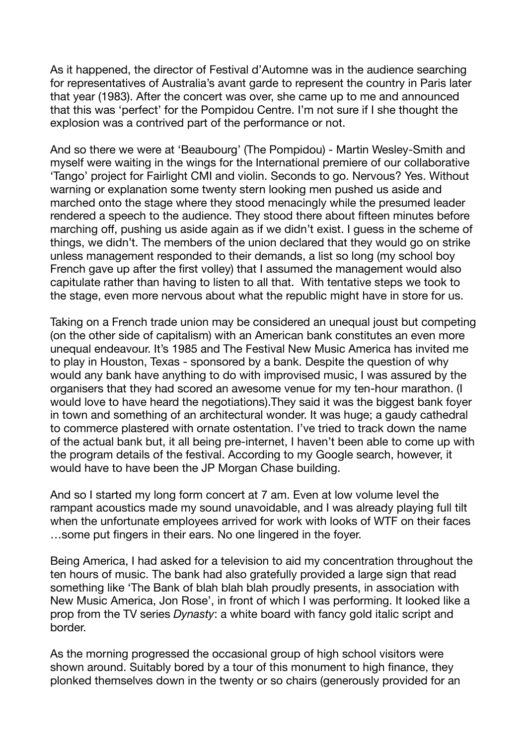As it happened, the director of Festival d'Automne was in the audience searching for representatives of Australia's avant garde to represent the country in Paris later that year (1983). After the concert was over, she came up to me and announced that this was 'perfect' for the Pompidou Centre. I'm not sure if I she thought the explosion was a contrived part of the performance or not.

And so there we were at 'Beaubourg' (The Pompidou) - Martin Wesley-Smith and myself were waiting in the wings for the International premiere of our collaborative 'Tango' project for Fairlight CMI and violin. Seconds to go. Nervous? Yes. Without warning or explanation some twenty stern looking men pushed us aside and marched onto the stage where they stood menacingly while the presumed leader rendered a speech to the audience. They stood there about fifteen minutes before marching off, pushing us aside again as if we didn't exist. I guess in the scheme of things, we didn't. The members of the union declared that they would go on strike unless management responded to their demands, a list so long (my school boy French gave up after the first volley) that I assumed the management would also capitulate rather than having to listen to all that. With tentative steps we took to the stage, even more nervous about what the republic might have in store for us.

Taking on a French trade union may be considered an unequal joust but competing (on the other side of capitalism) with an American bank constitutes an even more unequal endeavour. It's 1985 and The Festival New Music America has invited me to play in Houston, Texas - sponsored by a bank. Despite the question of why would any bank have anything to do with improvised music, I was assured by the organisers that they had scored an awesome venue for my ten-hour marathon. (I would love to have heard the negotiations).They said it was the biggest bank foyer in town and something of an architectural wonder. It was huge; a gaudy cathedral to commerce plastered with ornate ostentation. I've tried to track down the name of the actual bank but, it all being pre-internet, I haven't been able to come up with the program details of the festival. According to my Google search, however, it would have to have been the JP Morgan Chase building.

And so I started my long form concert at 7 am. Even at low volume level the rampant acoustics made my sound unavoidable, and I was already playing full tilt when the unfortunate employees arrived for work with looks of WTF on their faces …some put fingers in their ears. No one lingered in the foyer.

Being America, I had asked for a television to aid my concentration throughout the ten hours of music. The bank had also gratefully provided a large sign that read something like 'The Bank of blah blah blah proudly presents, in association with New Music America, Jon Rose', in front of which I was performing. It looked like a prop from the TV series *Dynasty*: a white board with fancy gold italic script and border.

As the morning progressed the occasional group of high school visitors were shown around. Suitably bored by a tour of this monument to high finance, they plonked themselves down in the twenty or so chairs (generously provided for an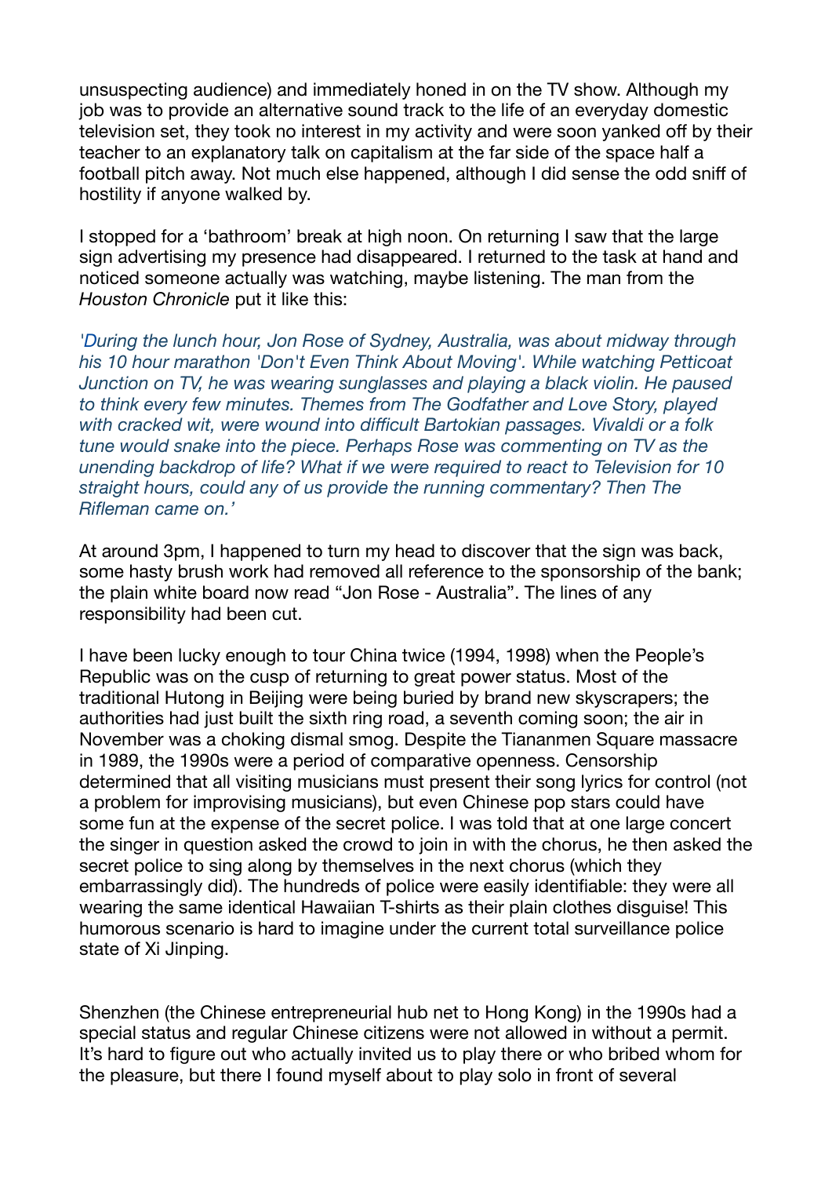unsuspecting audience) and immediately honed in on the TV show. Although my job was to provide an alternative sound track to the life of an everyday domestic television set, they took no interest in my activity and were soon yanked off by their teacher to an explanatory talk on capitalism at the far side of the space half a football pitch away. Not much else happened, although I did sense the odd sniff of hostility if anyone walked by.

I stopped for a 'bathroom' break at high noon. On returning I saw that the large sign advertising my presence had disappeared. I returned to the task at hand and noticed someone actually was watching, maybe listening. The man from the *Houston Chronicle* put it like this:

*'During the lunch hour, Jon Rose of Sydney, Australia, was about midway through his 10 hour marathon 'Don't Even Think About Moving'. While watching Petticoat Junction on TV, he was wearing sunglasses and playing a black violin. He paused to think every few minutes. Themes from The Godfather and Love Story, played with cracked wit, were wound into difficult Bartokian passages. Vivaldi or a folk tune would snake into the piece. Perhaps Rose was commenting on TV as the unending backdrop of life? What if we were required to react to Television for 10 straight hours, could any of us provide the running commentary? Then The Rifleman came on.'*

At around 3pm, I happened to turn my head to discover that the sign was back, some hasty brush work had removed all reference to the sponsorship of the bank; the plain white board now read "Jon Rose - Australia". The lines of any responsibility had been cut.

I have been lucky enough to tour China twice (1994, 1998) when the People's Republic was on the cusp of returning to great power status. Most of the traditional Hutong in Beijing were being buried by brand new skyscrapers; the authorities had just built the sixth ring road, a seventh coming soon; the air in November was a choking dismal smog. Despite the Tiananmen Square massacre in 1989, the 1990s were a period of comparative openness. Censorship determined that all visiting musicians must present their song lyrics for control (not a problem for improvising musicians), but even Chinese pop stars could have some fun at the expense of the secret police. I was told that at one large concert the singer in question asked the crowd to join in with the chorus, he then asked the secret police to sing along by themselves in the next chorus (which they embarrassingly did). The hundreds of police were easily identifiable: they were all wearing the same identical Hawaiian T-shirts as their plain clothes disguise! This humorous scenario is hard to imagine under the current total surveillance police state of Xi Jinping.

Shenzhen (the Chinese entrepreneurial hub net to Hong Kong) in the 1990s had a special status and regular Chinese citizens were not allowed in without a permit. It's hard to figure out who actually invited us to play there or who bribed whom for the pleasure, but there I found myself about to play solo in front of several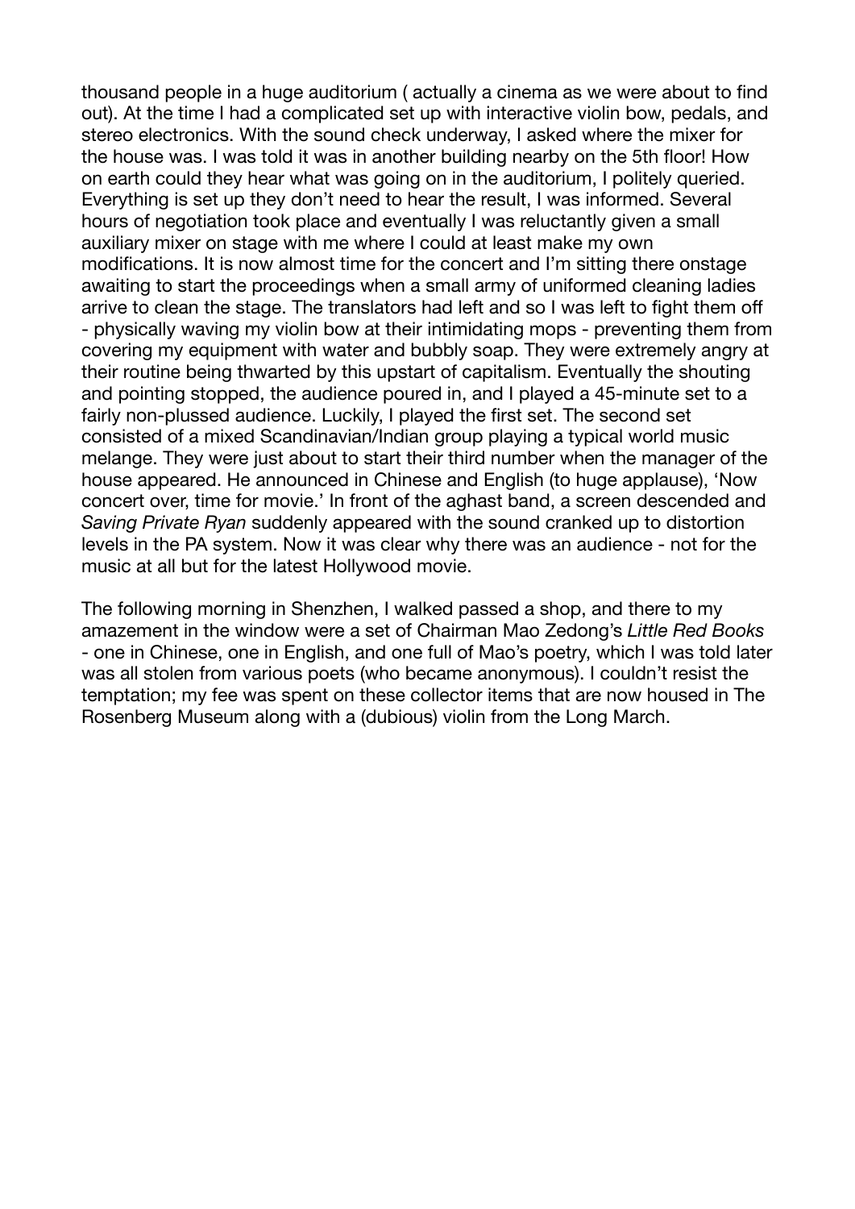thousand people in a huge auditorium ( actually a cinema as we were about to find out). At the time I had a complicated set up with interactive violin bow, pedals, and stereo electronics. With the sound check underway, I asked where the mixer for the house was. I was told it was in another building nearby on the 5th floor! How on earth could they hear what was going on in the auditorium, I politely queried. Everything is set up they don't need to hear the result, I was informed. Several hours of negotiation took place and eventually I was reluctantly given a small auxiliary mixer on stage with me where I could at least make my own modifications. It is now almost time for the concert and I'm sitting there onstage awaiting to start the proceedings when a small army of uniformed cleaning ladies arrive to clean the stage. The translators had left and so I was left to fight them off - physically waving my violin bow at their intimidating mops - preventing them from covering my equipment with water and bubbly soap. They were extremely angry at their routine being thwarted by this upstart of capitalism. Eventually the shouting and pointing stopped, the audience poured in, and I played a 45-minute set to a fairly non-plussed audience. Luckily, I played the first set. The second set consisted of a mixed Scandinavian/Indian group playing a typical world music melange. They were just about to start their third number when the manager of the house appeared. He announced in Chinese and English (to huge applause), 'Now concert over, time for movie.' In front of the aghast band, a screen descended and *Saving Private Ryan* suddenly appeared with the sound cranked up to distortion levels in the PA system. Now it was clear why there was an audience - not for the music at all but for the latest Hollywood movie.

The following morning in Shenzhen, I walked passed a shop, and there to my amazement in the window were a set of Chairman Mao Zedong's *Little Red Books* - one in Chinese, one in English, and one full of Mao's poetry, which I was told later was all stolen from various poets (who became anonymous). I couldn't resist the temptation; my fee was spent on these collector items that are now housed in The Rosenberg Museum along with a (dubious) violin from the Long March.